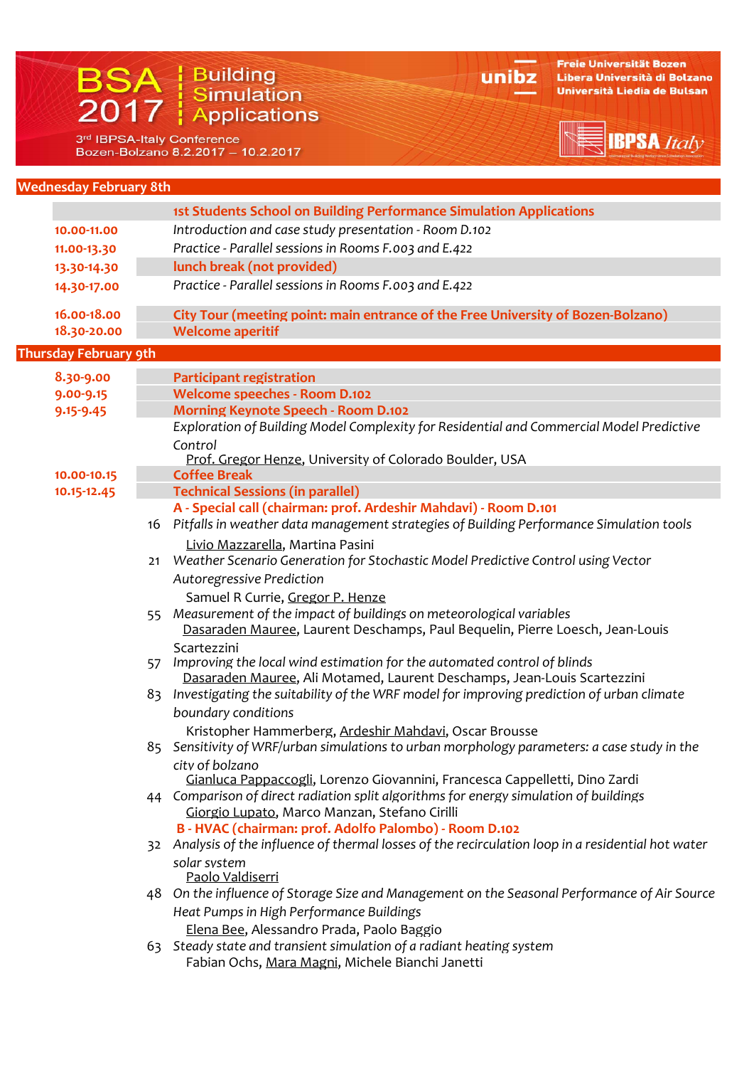# BSA 2017 | Building Simulation Applications

3rd IBPSA-Italy Conference
Bozen-Bolzano 8.2.2017 – 10.2.2017

unibz — Freie Universität Bozen / Libera Università di Bolzano / Università Liedia de Bulsan

IBPSA Italy

## Wednesday February 8th

**1st Students School on Building Performance Simulation Applications**

| Time | Program |
|---|---|
| **10.00-11.00** | *Introduction and case study presentation - Room D.102* |
| **11.00-13.30** | *Practice - Parallel sessions in Rooms F.003 and E.422* |
| **13.30-14.30** | **lunch break (not provided)** |
| **14.30-17.00** | *Practice - Parallel sessions in Rooms F.003 and E.422* |
| **16.00-18.00** | **City Tour (meeting point: main entrance of the Free University of Bozen-Bolzano)** |
| **18.30-20.00** | **Welcome aperitif** |

## Thursday February 9th

**8.30-9.00** — **Participant registration**

**9.00-9.15** — **Welcome speeches - Room D.102**

**9.15-9.45** — **Morning Keynote Speech - Room D.102**

*Exploration of Building Model Complexity for Residential and Commercial Model Predictive Control*
Prof. Gregor Henze, University of Colorado Boulder, USA

**10.00-10.15** — **Coffee Break**

**10.15-12.45** — **Technical Sessions (in parallel)**

**A - Special call (chairman: prof. Ardeshir Mahdavi) - Room D.101**

16 *Pitfalls in weather data management strategies of Building Performance Simulation tools*
Livio Mazzarella, Martina Pasini

21 *Weather Scenario Generation for Stochastic Model Predictive Control using Vector Autoregressive Prediction*
Samuel R Currie, Gregor P. Henze

55 *Measurement of the impact of buildings on meteorological variables*
Dasaraden Mauree, Laurent Deschamps, Paul Bequelin, Pierre Loesch, Jean-Louis Scartezzini

57 *Improving the local wind estimation for the automated control of blinds*
Dasaraden Mauree, Ali Motamed, Laurent Deschamps, Jean-Louis Scartezzini

83 *Investigating the suitability of the WRF model for improving prediction of urban climate boundary conditions*
Kristopher Hammerberg, Ardeshir Mahdavi, Oscar Brousse

85 *Sensitivity of WRF/urban simulations to urban morphology parameters: a case study in the city of bolzano*
Gianluca Pappaccogli, Lorenzo Giovannini, Francesca Cappelletti, Dino Zardi

44 *Comparison of direct radiation split algorithms for energy simulation of buildings*
Giorgio Lupato, Marco Manzan, Stefano Cirilli

**B - HVAC (chairman: prof. Adolfo Palombo) - Room D.102**

32 *Analysis of the influence of thermal losses of the recirculation loop in a residential hot water solar system*
Paolo Valdiserri

48 *On the influence of Storage Size and Management on the Seasonal Performance of Air Source Heat Pumps in High Performance Buildings*
Elena Bee, Alessandro Prada, Paolo Baggio

63 *Steady state and transient simulation of a radiant heating system*
Fabian Ochs, Mara Magni, Michele Bianchi Janetti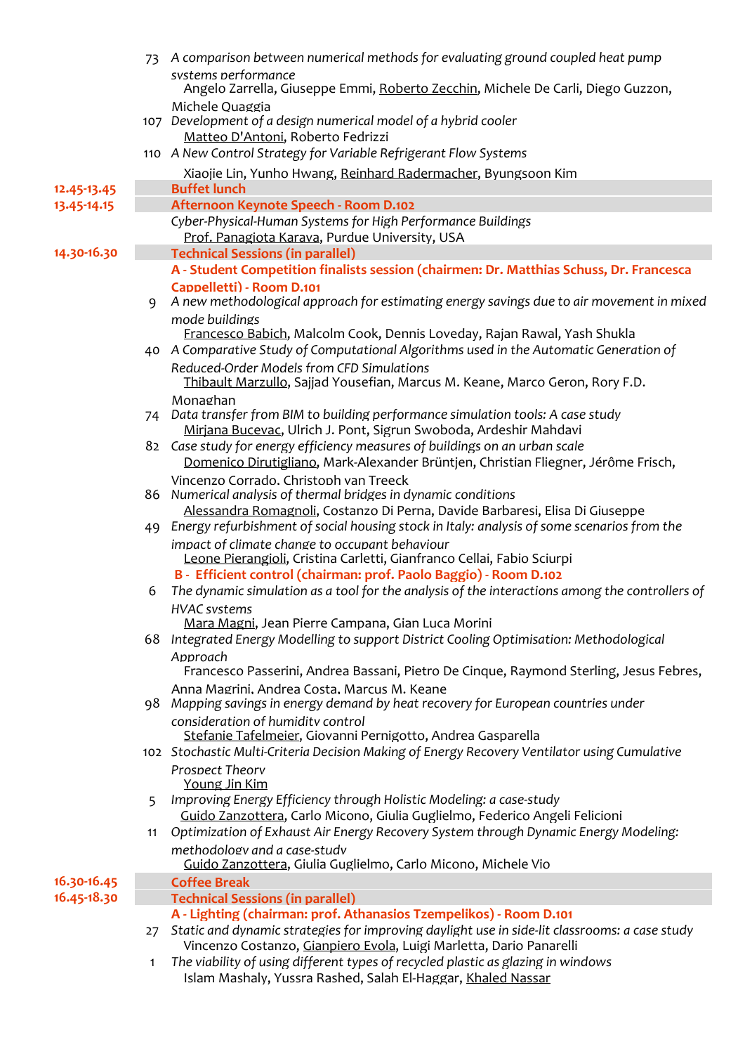73 *A comparison between numerical methods for evaluating ground coupled heat pump systems performance*
Angelo Zarrella, Giuseppe Emmi, Roberto Zecchin, Michele De Carli, Diego Guzzon, Michele Quaggia

107 *Development of a design numerical model of a hybrid cooler*
Matteo D'Antoni, Roberto Fedrizzi

110 *A New Control Strategy for Variable Refrigerant Flow Systems*
Xiaojie Lin, Yunho Hwang, Reinhard Radermacher, Byungsoon Kim

**12.45-13.45** **Buffet lunch**

**13.45-14.15** **Afternoon Keynote Speech - Room D.102**

*Cyber-Physical-Human Systems for High Performance Buildings*
Prof. Panagiota Karava, Purdue University, USA

**14.30-16.30** **Technical Sessions (in parallel)**

**A - Student Competition finalists session (chairmen: Dr. Matthias Schuss, Dr. Francesca Cappelletti) - Room D.101**

9 *A new methodological approach for estimating energy savings due to air movement in mixed mode buildings*
Francesco Babich, Malcolm Cook, Dennis Loveday, Rajan Rawal, Yash Shukla

40 *A Comparative Study of Computational Algorithms used in the Automatic Generation of Reduced-Order Models from CFD Simulations*
Thibault Marzullo, Sajjad Yousefian, Marcus M. Keane, Marco Geron, Rory F.D. Monaghan

74 *Data transfer from BIM to building performance simulation tools: A case study*
Mirjana Bucevac, Ulrich J. Pont, Sigrun Swoboda, Ardeshir Mahdavi

82 *Case study for energy efficiency measures of buildings on an urban scale*
Domenico Dirutigliano, Mark-Alexander Brüntjen, Christian Fliegner, Jérôme Frisch, Vincenzo Corrado, Christoph van Treeck

86 *Numerical analysis of thermal bridges in dynamic conditions*
Alessandra Romagnoli, Costanzo Di Perna, Davide Barbaresi, Elisa Di Giuseppe

49 *Energy refurbishment of social housing stock in Italy: analysis of some scenarios from the impact of climate change to occupant behaviour*
Leone Pierangioli, Cristina Carletti, Gianfranco Cellai, Fabio Sciurpi

**B - Efficient control (chairman: prof. Paolo Baggio) - Room D.102**

6 *The dynamic simulation as a tool for the analysis of the interactions among the controllers of HVAC systems*
Mara Magni, Jean Pierre Campana, Gian Luca Morini

68 *Integrated Energy Modelling to support District Cooling Optimisation: Methodological Approach*
Francesco Passerini, Andrea Bassani, Pietro De Cinque, Raymond Sterling, Jesus Febres, Anna Magrini, Andrea Costa, Marcus M. Keane

98 *Mapping savings in energy demand by heat recovery for European countries under consideration of humidity control*
Stefanie Tafelmeier, Giovanni Pernigotto, Andrea Gasparella

102 *Stochastic Multi-Criteria Decision Making of Energy Recovery Ventilator using Cumulative Prospect Theory*
Young Jin Kim

5 *Improving Energy Efficiency through Holistic Modeling: a case-study*
Guido Zanzottera, Carlo Micono, Giulia Guglielmo, Federico Angeli Felicioni

11 *Optimization of Exhaust Air Energy Recovery System through Dynamic Energy Modeling: methodology and a case-study*
Guido Zanzottera, Giulia Guglielmo, Carlo Micono, Michele Vio

**16.30-16.45** **Coffee Break**

**16.45-18.30** **Technical Sessions (in parallel)**

**A - Lighting (chairman: prof. Athanasios Tzempelikos) - Room D.101**

27 *Static and dynamic strategies for improving daylight use in side-lit classrooms: a case study*
Vincenzo Costanzo, Gianpiero Evola, Luigi Marletta, Dario Panarelli

1 *The viability of using different types of recycled plastic as glazing in windows*
Islam Mashaly, Yussra Rashed, Salah El-Haggar, Khaled Nassar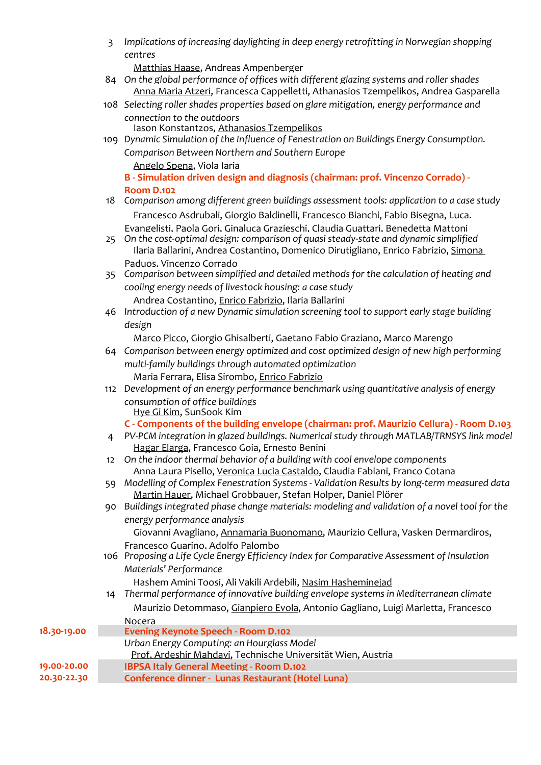3 *Implications of increasing daylighting in deep energy retrofitting in Norwegian shopping centres*
Matthias Haase, Andreas Ampenberger

84 *On the global performance of offices with different glazing systems and roller shades*
Anna Maria Atzeri, Francesca Cappelletti, Athanasios Tzempelikos, Andrea Gasparella

108 *Selecting roller shades properties based on glare mitigation, energy performance and connection to the outdoors*
Iason Konstantzos, Athanasios Tzempelikos

109 *Dynamic Simulation of the Influence of Fenestration on Buildings Energy Consumption. Comparison Between Northern and Southern Europe*
Angelo Spena, Viola Iaria

**B - Simulation driven design and diagnosis (chairman: prof. Vincenzo Corrado) - Room D.102**

18 *Comparison among different green buildings assessment tools: application to a case study*
Francesco Asdrubali, Giorgio Baldinelli, Francesco Bianchi, Fabio Bisegna, Luca. Evangelisti, Paola Gori, Ginaluca Grazieschi, Claudia Guattari, Benedetta Mattoni

25 *On the cost-optimal design: comparison of quasi steady-state and dynamic simplified*
Ilaria Ballarini, Andrea Costantino, Domenico Dirutigliano, Enrico Fabrizio, Simona Paduos, Vincenzo Corrado

35 *Comparison between simplified and detailed methods for the calculation of heating and cooling energy needs of livestock housing: a case study*
Andrea Costantino, Enrico Fabrizio, Ilaria Ballarini

46 *Introduction of a new Dynamic simulation screening tool to support early stage building design*
Marco Picco, Giorgio Ghisalberti, Gaetano Fabio Graziano, Marco Marengo

64 *Comparison between energy optimized and cost optimized design of new high performing multi-family buildings through automated optimization*
Maria Ferrara, Elisa Sirombo, Enrico Fabrizio

112 *Development of an energy performance benchmark using quantitative analysis of energy consumption of office buildings*
Hye Gi Kim, SunSook Kim

**C - Components of the building envelope (chairman: prof. Maurizio Cellura) - Room D.103**

4 *PV-PCM integration in glazed buildings. Numerical study through MATLAB/TRNSYS link model*
Hagar Elarga, Francesco Goia, Ernesto Benini

12 *On the indoor thermal behavior of a building with cool envelope components*
Anna Laura Pisello, Veronica Lucia Castaldo, Claudia Fabiani, Franco Cotana

59 *Modelling of Complex Fenestration Systems - Validation Results by long-term measured data*
Martin Hauer, Michael Grobbauer, Stefan Holper, Daniel Plörer

90 *Buildings integrated phase change materials: modeling and validation of a novel tool for the energy performance analysis*
Giovanni Avagliano, Annamaria Buonomano, Maurizio Cellura, Vasken Dermardiros, Francesco Guarino, Adolfo Palombo

106 *Proposing a Life Cycle Energy Efficiency Index for Comparative Assessment of Insulation Materials' Performance*
Hashem Amini Toosi, Ali Vakili Ardebili, Nasim Hasheminejad

14 *Thermal performance of innovative building envelope systems in Mediterranean climate*
Maurizio Detommaso, Gianpiero Evola, Antonio Gagliano, Luigi Marletta, Francesco Nocera

**18.30-19.00** **Evening Keynote Speech - Room D.102**
*Urban Energy Computing: an Hourglass Model*
Prof. Ardeshir Mahdavi, Technische Universität Wien, Austria

**19.00-20.00** **IBPSA Italy General Meeting - Room D.102**

**20.30-22.30** **Conference dinner - Lunas Restaurant (Hotel Luna)**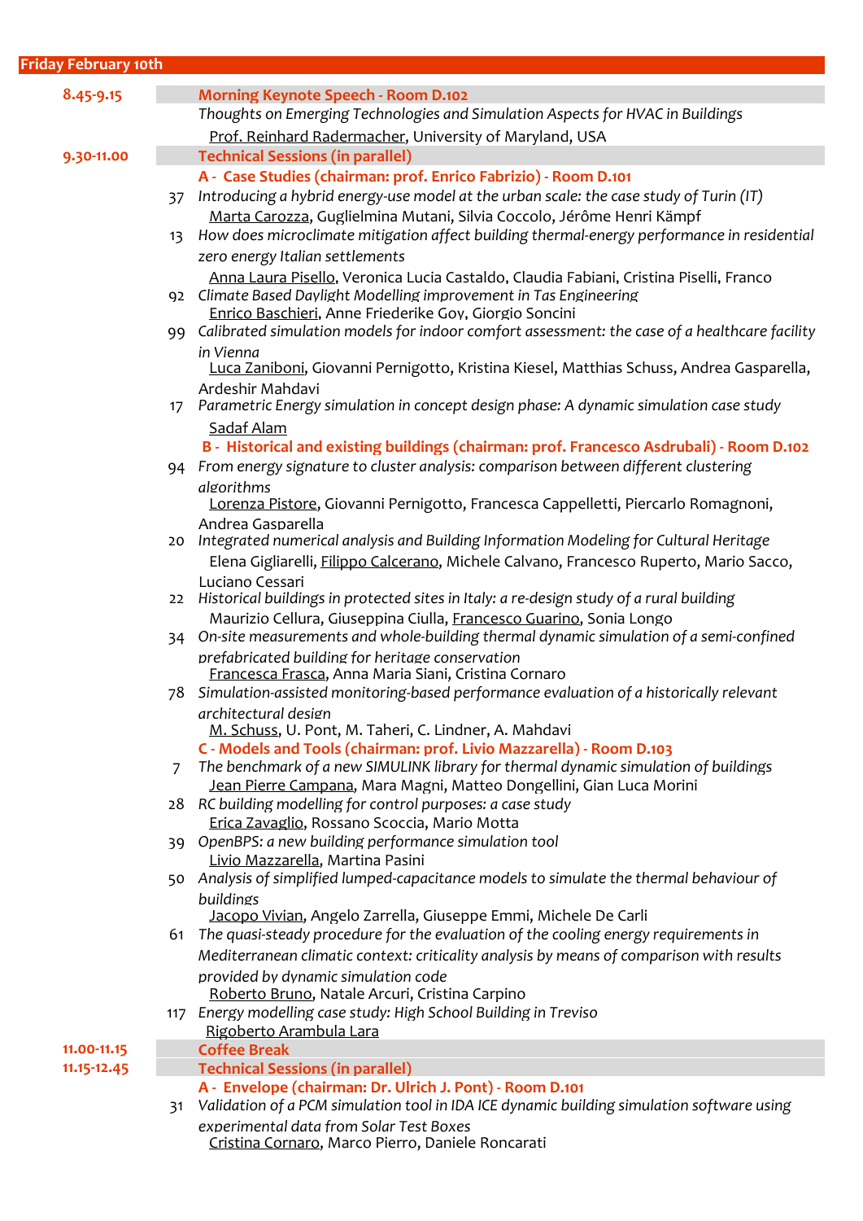## Friday February 10th

**8.45-9.15** — **Morning Keynote Speech - Room D.102**

*Thoughts on Emerging Technologies and Simulation Aspects for HVAC in Buildings*
Prof. Reinhard Radermacher, University of Maryland, USA

**9.30-11.00** — **Technical Sessions (in parallel)**

### A - Case Studies (chairman: prof. Enrico Fabrizio) - Room D.101

37 *Introducing a hybrid energy-use model at the urban scale: the case study of Turin (IT)*
Marta Carozza, Guglielmina Mutani, Silvia Coccolo, Jérôme Henri Kämpf

13 *How does microclimate mitigation affect building thermal-energy performance in residential zero energy Italian settlements*
Anna Laura Pisello, Veronica Lucia Castaldo, Claudia Fabiani, Cristina Piselli, Franco

92 *Climate Based Daylight Modelling improvement in Tas Engineering*
Enrico Baschieri, Anne Friederike Goy, Giorgio Soncini

99 *Calibrated simulation models for indoor comfort assessment: the case of a healthcare facility in Vienna*
Luca Zaniboni, Giovanni Pernigotto, Kristina Kiesel, Matthias Schuss, Andrea Gasparella, Ardeshir Mahdavi

17 *Parametric Energy simulation in concept design phase: A dynamic simulation case study*
Sadaf Alam

### B - Historical and existing buildings (chairman: prof. Francesco Asdrubali) - Room D.102

94 *From energy signature to cluster analysis: comparison between different clustering algorithms*
Lorenza Pistore, Giovanni Pernigotto, Francesca Cappelletti, Piercarlo Romagnoni, Andrea Gasparella

20 *Integrated numerical analysis and Building Information Modeling for Cultural Heritage*
Elena Gigliarelli, Filippo Calcerano, Michele Calvano, Francesco Ruperto, Mario Sacco, Luciano Cessari

22 *Historical buildings in protected sites in Italy: a re-design study of a rural building*
Maurizio Cellura, Giuseppina Ciulla, Francesco Guarino, Sonia Longo

34 *On-site measurements and whole-building thermal dynamic simulation of a semi-confined prefabricated building for heritage conservation*
Francesca Frasca, Anna Maria Siani, Cristina Cornaro

78 *Simulation-assisted monitoring-based performance evaluation of a historically relevant architectural design*
M. Schuss, U. Pont, M. Taheri, C. Lindner, A. Mahdavi

### C - Models and Tools (chairman: prof. Livio Mazzarella) - Room D.103

7 *The benchmark of a new SIMULINK library for thermal dynamic simulation of buildings*
Jean Pierre Campana, Mara Magni, Matteo Dongellini, Gian Luca Morini

28 *RC building modelling for control purposes: a case study*
Erica Zavaglio, Rossano Scoccia, Mario Motta

39 *OpenBPS: a new building performance simulation tool*
Livio Mazzarella, Martina Pasini

50 *Analysis of simplified lumped-capacitance models to simulate the thermal behaviour of buildings*
Jacopo Vivian, Angelo Zarrella, Giuseppe Emmi, Michele De Carli

61 *The quasi-steady procedure for the evaluation of the cooling energy requirements in Mediterranean climatic context: criticality analysis by means of comparison with results provided by dynamic simulation code*
Roberto Bruno, Natale Arcuri, Cristina Carpino

117 *Energy modelling case study: High School Building in Treviso*
Rigoberto Arambula Lara

**11.00-11.15** — **Coffee Break**

**11.15-12.45** — **Technical Sessions (in parallel)**

### A - Envelope (chairman: Dr. Ulrich J. Pont) - Room D.101

31 *Validation of a PCM simulation tool in IDA ICE dynamic building simulation software using experimental data from Solar Test Boxes*
Cristina Cornaro, Marco Pierro, Daniele Roncarati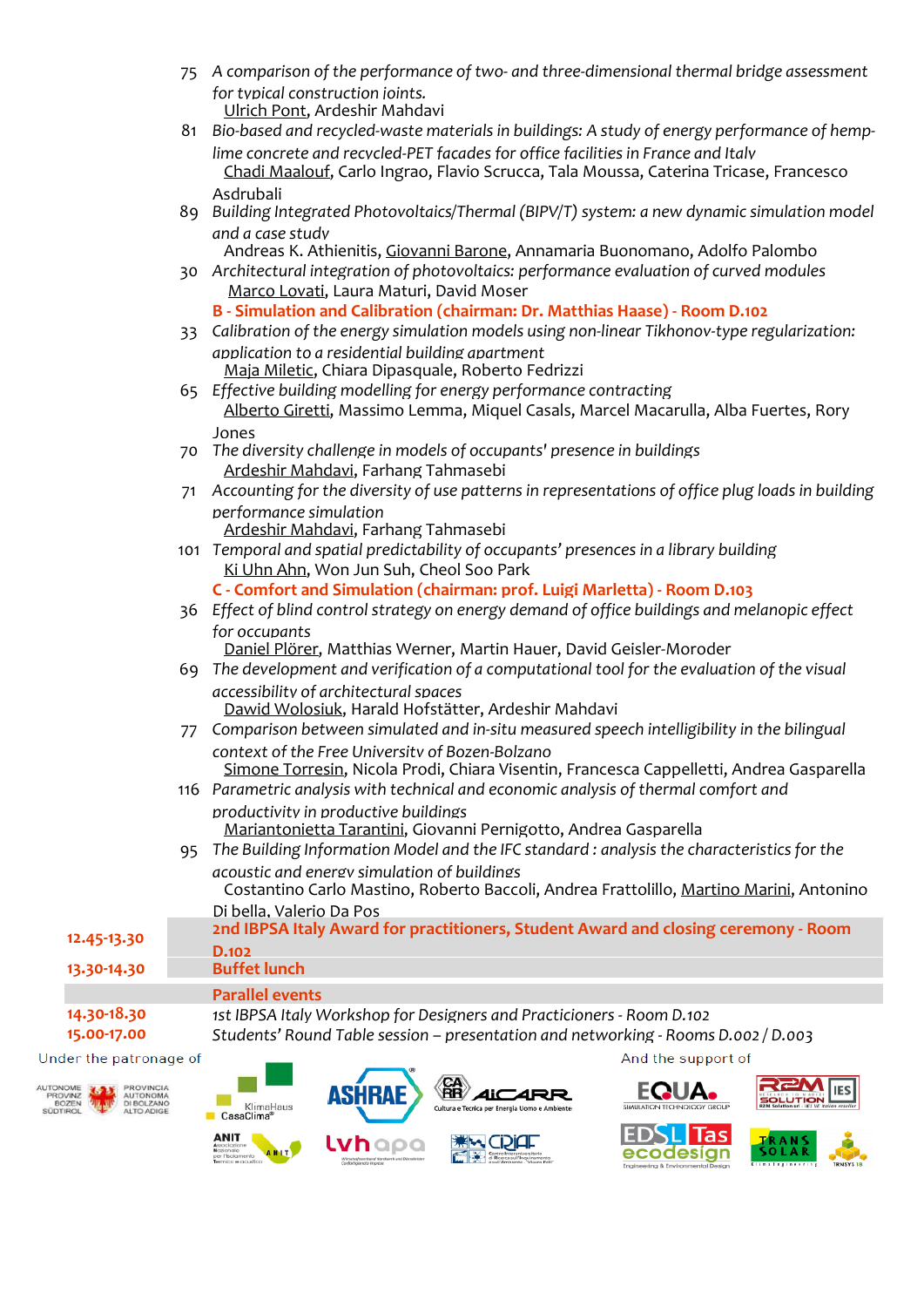75 *A comparison of the performance of two- and three-dimensional thermal bridge assessment for typical construction joints.*
Ulrich Pont, Ardeshir Mahdavi

81 *Bio-based and recycled-waste materials in buildings: A study of energy performance of hemp-lime concrete and recycled-PET facades for office facilities in France and Italy*
Chadi Maalouf, Carlo Ingrao, Flavio Scrucca, Tala Moussa, Caterina Tricase, Francesco Asdrubali

89 *Building Integrated Photovoltaics/Thermal (BIPV/T) system: a new dynamic simulation model and a case study*
Andreas K. Athienitis, Giovanni Barone, Annamaria Buonomano, Adolfo Palombo

30 *Architectural integration of photovoltaics: performance evaluation of curved modules*
Marco Lovati, Laura Maturi, David Moser

**B - Simulation and Calibration (chairman: Dr. Matthias Haase) - Room D.102**

33 *Calibration of the energy simulation models using non-linear Tikhonov-type regularization: application to a residential building apartment*
Maja Miletic, Chiara Dipasquale, Roberto Fedrizzi

65 *Effective building modelling for energy performance contracting*
Alberto Giretti, Massimo Lemma, Miquel Casals, Marcel Macarulla, Alba Fuertes, Rory Jones

70 *The diversity challenge in models of occupants' presence in buildings*
Ardeshir Mahdavi, Farhang Tahmasebi

71 *Accounting for the diversity of use patterns in representations of office plug loads in building performance simulation*
Ardeshir Mahdavi, Farhang Tahmasebi

101 *Temporal and spatial predictability of occupants' presences in a library building*
Ki Uhn Ahn, Won Jun Suh, Cheol Soo Park

**C - Comfort and Simulation (chairman: prof. Luigi Marletta) - Room D.103**

36 *Effect of blind control strategy on energy demand of office buildings and melanopic effect for occupants*
Daniel Plörer, Matthias Werner, Martin Hauer, David Geisler-Moroder

69 *The development and verification of a computational tool for the evaluation of the visual accessibility of architectural spaces*
Dawid Wolosiuk, Harald Hofstätter, Ardeshir Mahdavi

77 *Comparison between simulated and in-situ measured speech intelligibility in the bilingual context of the Free University of Bozen-Bolzano*
Simone Torresin, Nicola Prodi, Chiara Visentin, Francesca Cappelletti, Andrea Gasparella

116 *Parametric analysis with technical and economic analysis of thermal comfort and productivity in productive buildings*
Mariantonietta Tarantini, Giovanni Pernigotto, Andrea Gasparella

95 *The Building Information Model and the IFC standard : analysis the characteristics for the acoustic and energy simulation of buildings*
Costantino Carlo Mastino, Roberto Baccoli, Andrea Frattolillo, Martino Marini, Antonino Di bella, Valerio Da Pos

**12.45-13.30** **2nd IBPSA Italy Award for practitioners, Student Award and closing ceremony - Room D.102**

**13.30-14.30** **Buffet lunch**

**Parallel events**

**14.30-18.30** *1st IBPSA Italy Workshop for Designers and Practicioners - Room D.102*

**15.00-17.00** *Students' Round Table session – presentation and networking - Rooms D.002 / D.003*

Under the patronage of

And the support of